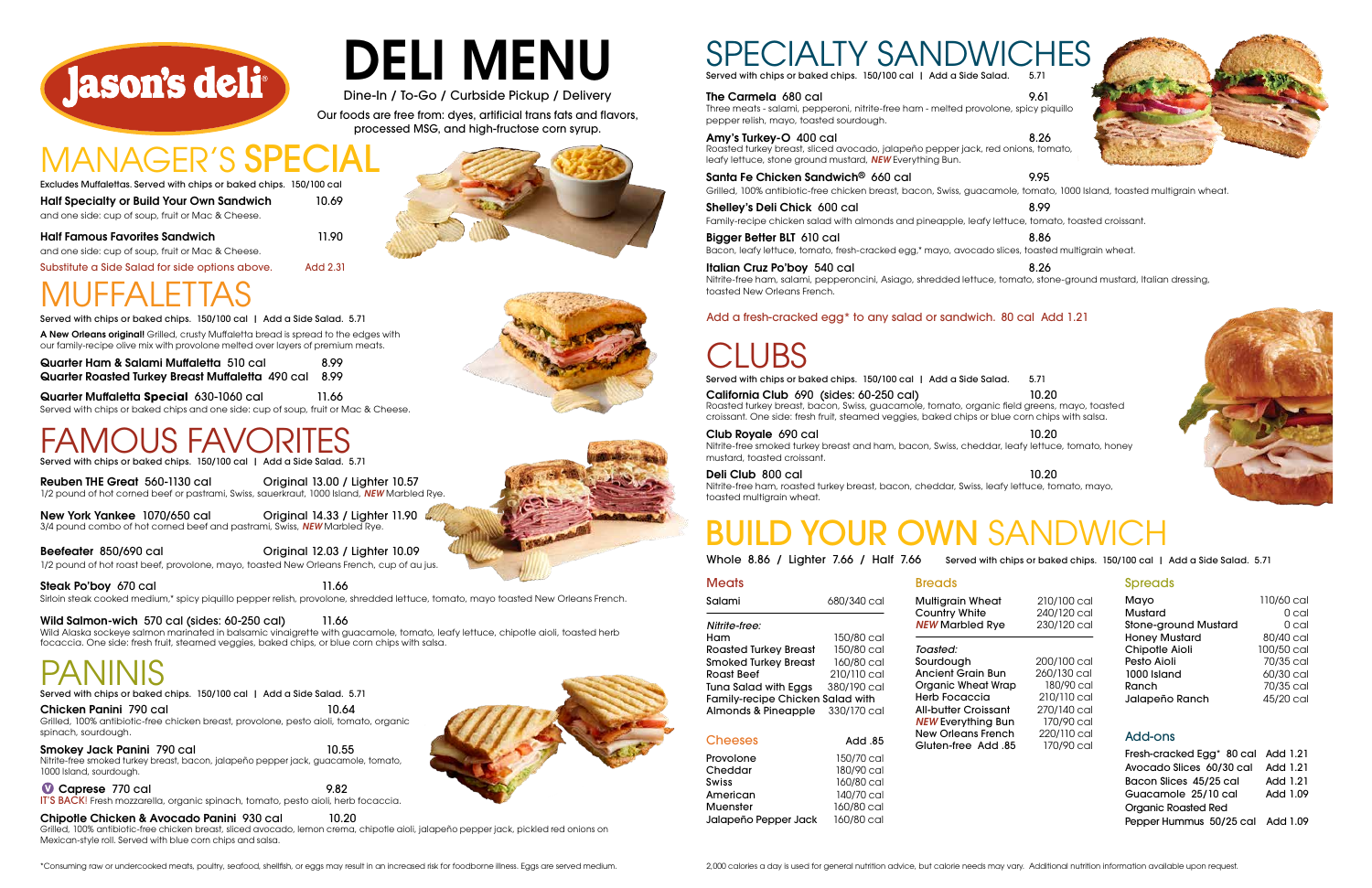# jason's deli

# DELI MENU

Dine-In / To-Go / Curbside Pickup / Delivery

Our foods are free from: dyes, artificial trans fats and flavors, processed MSG, and high-fructose corn syrup.

## MANAGER'S SPECIAL

Excludes Muffalettas. Served with chips or baked chips. 150/100 cal

**Half Specialty or Build Your Own Sandwich** 10.69
and one side: cup of soup, fruit or Mac & Cheese.

**Half Famous Favorites Sandwich** 11.90
and one side: cup of soup, fruit or Mac & Cheese.

Substitute a Side Salad for side options above. Add 2.31

## MUFFALETTAS

Served with chips or baked chips. 150/100 cal | Add a Side Salad. 5.71

**A New Orleans original!** Grilled, crusty Muffaletta bread is spread to the edges with our family-recipe olive mix with provolone melted over layers of premium meats.

**Quarter Ham & Salami Muffaletta** 510 cal 8.99

**Quarter Roasted Turkey Breast Muffaletta** 490 cal 8.99

**Quarter Muffaletta Special** 630-1060 cal 11.66
Served with chips or baked chips and one side: cup of soup, fruit or Mac & Cheese.

## FAMOUS FAVORITES

Served with chips or baked chips. 150/100 cal | Add a Side Salad. 5.71

**Reuben THE Great** 560-1130 cal Original 13.00 / Lighter 10.57
1/2 pound of hot corned beef or pastrami, Swiss, sauerkraut, 1000 Island, ***NEW*** Marbled Rye.

**New York Yankee** 1070/650 cal Original 14.33 / Lighter 11.90
3/4 pound combo of hot corned beef and pastrami, Swiss, ***NEW*** Marbled Rye.

**Beefeater** 850/690 cal Original 12.03 / Lighter 10.09
1/2 pound of hot roast beef, provolone, mayo, toasted New Orleans French, cup of au jus.

**Steak Po'boy** 670 cal 11.66
Sirloin steak cooked medium,* spicy piquillo pepper relish, provolone, shredded lettuce, tomato, mayo toasted New Orleans French.

**Wild Salmon-wich** 570 cal (sides: 60-250 cal) 11.66
Wild Alaska sockeye salmon marinated in balsamic vinaigrette with guacamole, tomato, leafy lettuce, chipotle aioli, toasted herb focaccia. One side: fresh fruit, steamed veggies, baked chips, or blue corn chips with salsa.

## PANINIS

Served with chips or baked chips. 150/100 cal | Add a Side Salad. 5.71

**Chicken Panini** 790 cal 10.64
Grilled, 100% antibiotic-free chicken breast, provolone, pesto aioli, tomato, organic spinach, sourdough.

**Smokey Jack Panini** 790 cal 10.55
Nitrite-free smoked turkey breast, bacon, jalapeño pepper jack, guacamole, tomato, 1000 Island, sourdough.

**(V) Caprese** 770 cal 9.82
IT'S BACK! Fresh mozzarella, organic spinach, tomato, pesto aioli, herb focaccia.

**Chipotle Chicken & Avocado Panini** 930 cal 10.20
Grilled, 100% antibiotic-free chicken breast, sliced avocado, lemon crema, chipotle aioli, jalapeño pepper jack, pickled red onions on Mexican-style roll. Served with blue corn chips and salsa.

## SPECIALTY SANDWICHES

Served with chips or baked chips. 150/100 cal | Add a Side Salad. 5.71

**The Carmela** 680 cal 9.61
Three meats - salami, pepperoni, nitrite-free ham - melted provolone, spicy piquillo pepper relish, mayo, toasted sourdough.

**Amy's Turkey-O** 400 cal 8.26
Roasted turkey breast, sliced avocado, jalapeño pepper jack, red onions, tomato, leafy lettuce, stone ground mustard, ***NEW*** Everything Bun.

**Santa Fe Chicken Sandwich®** 660 cal 9.95
Grilled, 100% antibiotic-free chicken breast, bacon, Swiss, guacamole, tomato, 1000 Island, toasted multigrain wheat.

**Shelley's Deli Chick** 600 cal 8.99
Family-recipe chicken salad with almonds and pineapple, leafy lettuce, tomato, toasted croissant.

**Bigger Better BLT** 610 cal 8.86
Bacon, leafy lettuce, tomato, fresh-cracked egg,* mayo, avocado slices, toasted multigrain wheat.

**Italian Cruz Po'boy** 540 cal 8.26
Nitrite-free ham, salami, pepperoncini, Asiago, shredded lettuce, tomato, stone-ground mustard, Italian dressing, toasted New Orleans French.

Add a fresh-cracked egg* to any salad or sandwich. 80 cal Add 1.21

## CLUBS

Served with chips or baked chips. 150/100 cal | Add a Side Salad. 5.71

**California Club** 690 (sides: 60-250 cal) 10.20
Roasted turkey breast, bacon, Swiss, guacamole, tomato, organic field greens, mayo, toasted croissant. One side: fresh fruit, steamed veggies, baked chips or blue corn chips with salsa.

**Club Royale** 690 cal 10.20
Nitrite-free smoked turkey breast and ham, bacon, Swiss, cheddar, leafy lettuce, tomato, honey mustard, toasted croissant.

**Deli Club** 800 cal 10.20
Nitrite-free ham, roasted turkey breast, bacon, cheddar, Swiss, leafy lettuce, tomato, mayo, toasted multigrain wheat.

## BUILD YOUR OWN SANDWICH

Whole 8.86 / Lighter 7.66 / Half 7.66 Served with chips or baked chips. 150/100 cal | Add a Side Salad. 5.71

### Meats

| Item | Calories |
|---|---|
| Salami | 680/340 cal |
| *Nitrite-free:* | |
| Ham | 150/80 cal |
| Roasted Turkey Breast | 150/80 cal |
| Smoked Turkey Breast | 160/80 cal |
| Roast Beef | 210/110 cal |
| Tuna Salad with Eggs | 380/190 cal |
| Family-recipe Chicken Salad with Almonds & Pineapple | 330/170 cal |

### Cheeses Add .85

| Item | Calories |
|---|---|
| Provolone | 150/70 cal |
| Cheddar | 180/90 cal |
| Swiss | 160/80 cal |
| American | 140/70 cal |
| Muenster | 160/80 cal |
| Jalapeño Pepper Jack | 160/80 cal |

### Breads

| Item | Calories |
|---|---|
| Multigrain Wheat | 210/100 cal |
| Country White | 240/120 cal |
| ***NEW*** Marbled Rye | 230/120 cal |
| *Toasted:* | |
| Sourdough | 200/100 cal |
| Ancient Grain Bun | 260/130 cal |
| Organic Wheat Wrap | 180/90 cal |
| Herb Focaccia | 210/110 cal |
| All-butter Croissant | 270/140 cal |
| ***NEW*** Everything Bun | 170/90 cal |
| New Orleans French | 220/110 cal |
| Gluten-free Add .85 | 170/90 cal |

### Spreads

| Item | Calories |
|---|---|
| Mayo | 110/60 cal |
| Mustard | 0 cal |
| Stone-ground Mustard | 0 cal |
| Honey Mustard | 80/40 cal |
| Chipotle Aioli | 100/50 cal |
| Pesto Aioli | 70/35 cal |
| 1000 Island | 60/30 cal |
| Ranch | 70/35 cal |
| Jalapeño Ranch | 45/20 cal |

### Add-ons

| Item | Price |
|---|---|
| Fresh-cracked Egg* 80 cal | Add 1.21 |
| Avocado Slices 60/30 cal | Add 1.21 |
| Bacon Slices 45/25 cal | Add 1.21 |
| Guacamole 25/10 cal | Add 1.09 |
| Organic Roasted Red Pepper Hummus 50/25 cal | Add 1.09 |

*Consuming raw or undercooked meats, poultry, seafood, shellfish, or eggs may result in an increased risk for foodborne illness. Eggs are served medium.

2,000 calories a day is used for general nutrition advice, but calorie needs may vary. Additional nutrition information available upon request.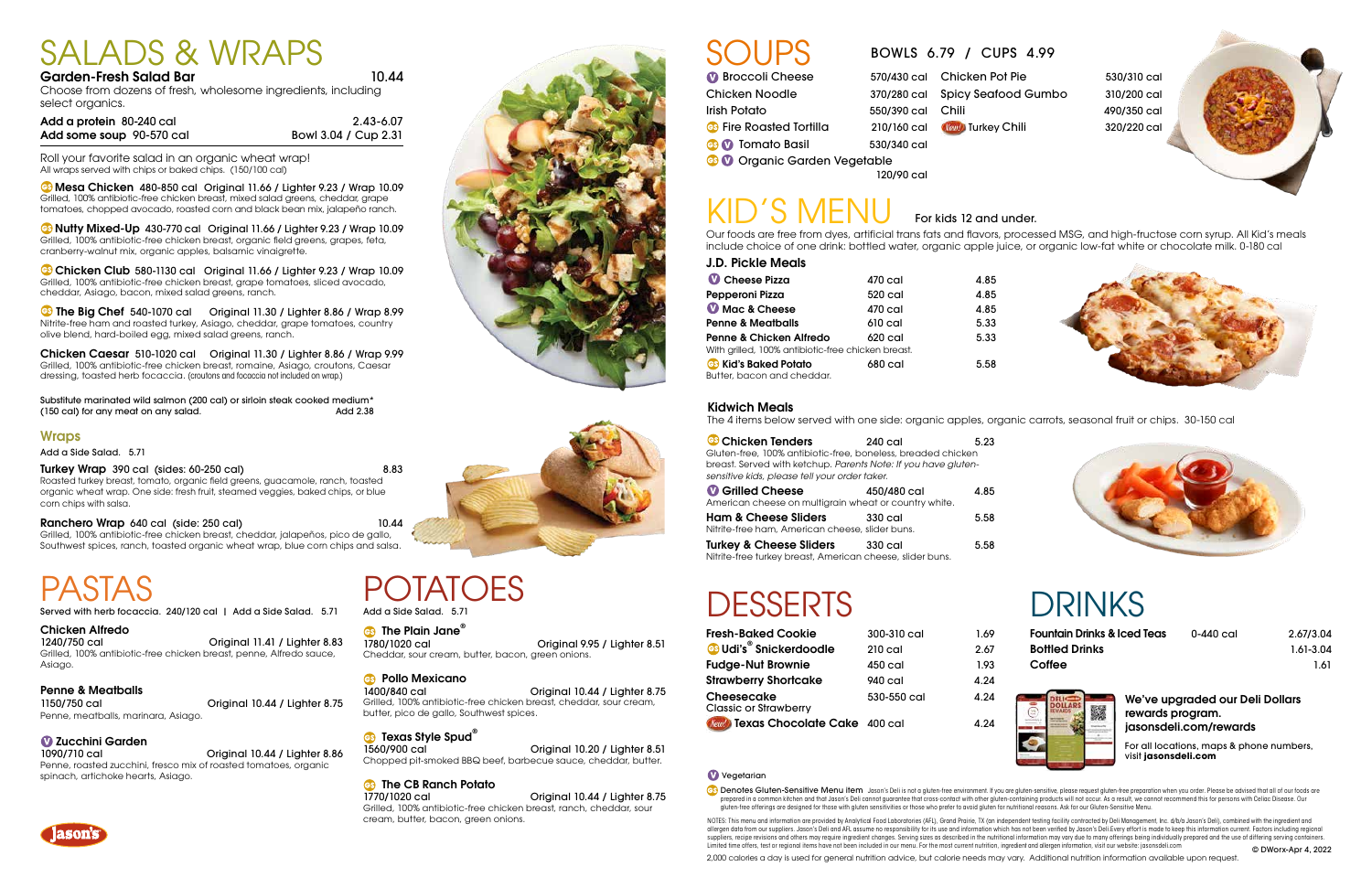# SALADS & WRAPS

**Garden-Fresh Salad Bar** 10.44
Choose from dozens of fresh, wholesome ingredients, including select organics.

| | |
|---|---|
| Add a protein 80-240 cal | 2.43-6.07 |
| Add some soup 90-570 cal | Bowl 3.04 / Cup 2.31 |

Roll your favorite salad in an organic wheat wrap!
All wraps served with chips or baked chips. (150/100 cal)

GS **Mesa Chicken** 480-850 cal Original 11.66 / Lighter 9.23 / Wrap 10.09
Grilled, 100% antibiotic-free chicken breast, mixed salad greens, cheddar, grape tomatoes, chopped avocado, roasted corn and black bean mix, jalapeño ranch.

GS **Nutty Mixed-Up** 430-770 cal Original 11.66 / Lighter 9.23 / Wrap 10.09
Grilled, 100% antibiotic-free chicken breast, organic field greens, grapes, feta, cranberry-walnut mix, organic apples, balsamic vinaigrette.

GS **Chicken Club** 580-1130 cal Original 11.66 / Lighter 9.23 / Wrap 10.09
Grilled, 100% antibiotic-free chicken breast, grape tomatoes, sliced avocado, cheddar, Asiago, bacon, mixed salad greens, ranch.

GS **The Big Chef** 540-1070 cal Original 11.30 / Lighter 8.86 / Wrap 8.99
Nitrite-free ham and roasted turkey, Asiago, cheddar, grape tomatoes, country olive blend, hard-boiled egg, mixed salad greens, ranch.

**Chicken Caesar** 510-1020 cal Original 11.30 / Lighter 8.86 / Wrap 9.99
Grilled, 100% antibiotic-free chicken breast, romaine, Asiago, croutons, Caesar dressing, toasted herb focaccia. (croutons and focaccia not included on wrap.)

Substitute marinated wild salmon (200 cal) or sirloin steak cooked medium* (150 cal) for any meat on any salad. Add 2.38

## Wraps

Add a Side Salad. 5.71

**Turkey Wrap** 390 cal (sides: 60-250 cal) 8.83
Roasted turkey breast, tomato, organic field greens, guacamole, ranch, toasted organic wheat wrap. One side: fresh fruit, steamed veggies, baked chips, or blue corn chips with salsa.

**Ranchero Wrap** 640 cal (side: 250 cal) 10.44
Grilled, 100% antibiotic-free chicken breast, cheddar, jalapeños, pico de gallo, Southwest spices, ranch, toasted organic wheat wrap, blue corn chips and salsa.

# PASTAS

Served with herb focaccia. 240/120 cal | Add a Side Salad. 5.71

**Chicken Alfredo**
1240/750 cal Original 11.41 / Lighter 8.83
Grilled, 100% antibiotic-free chicken breast, penne, Alfredo sauce, Asiago.

**Penne & Meatballs**
1150/750 cal Original 10.44 / Lighter 8.75
Penne, meatballs, marinara, Asiago.

V **Zucchini Garden**
1090/710 cal Original 10.44 / Lighter 8.86
Penne, roasted zucchini, fresco mix of roasted tomatoes, organic spinach, artichoke hearts, Asiago.

# POTATOES

Add a Side Salad. 5.71

GS **The Plain Jane®**
1780/1020 cal Original 9.95 / Lighter 8.51
Cheddar, sour cream, butter, bacon, green onions.

GS **Pollo Mexicano**
1400/840 cal Original 10.44 / Lighter 8.75
Grilled, 100% antibiotic-free chicken breast, cheddar, sour cream, butter, pico de gallo, Southwest spices.

GS **Texas Style Spud®**
1560/900 cal Original 10.20 / Lighter 8.51
Chopped pit-smoked BBQ beef, barbecue sauce, cheddar, butter.

GS **The CB Ranch Potato**
1770/1020 cal Original 10.44 / Lighter 8.75
Grilled, 100% antibiotic-free chicken breast, ranch, cheddar, sour cream, butter, bacon, green onions.

# SOUPS

BOWLS 6.79 / CUPS 4.99

| | | | |
|---|---|---|---|
| V Broccoli Cheese | 570/430 cal | Chicken Pot Pie | 530/310 cal |
| Chicken Noodle | 370/280 cal | Spicy Seafood Gumbo | 310/200 cal |
| Irish Potato | 550/390 cal | Chili | 490/350 cal |
| GS Fire Roasted Tortilla | 210/160 cal | New! Turkey Chili | 320/220 cal |
| GS V Tomato Basil | 530/340 cal | | |
| GS V Organic Garden Vegetable | 120/90 cal | | |

# KID'S MENU

For kids 12 and under.

Our foods are free from dyes, artificial trans fats and flavors, processed MSG, and high-fructose corn syrup. All Kid's meals include choice of one drink: bottled water, organic apple juice, or organic low-fat white or chocolate milk. 0-180 cal

## J.D. Pickle Meals

| | | |
|---|---|---|
| V **Cheese Pizza** | 470 cal | 4.85 |
| **Pepperoni Pizza** | 520 cal | 4.85 |
| V **Mac & Cheese** | 470 cal | 4.85 |
| **Penne & Meatballs** | 610 cal | 5.33 |
| **Penne & Chicken Alfredo** | 620 cal | 5.33 |

With grilled, 100% antibiotic-free chicken breast.

| | | |
|---|---|---|
| GS **Kid's Baked Potato** | 680 cal | 5.58 |

Butter, bacon and cheddar.

## Kidwich Meals

The 4 items below served with one side: organic apples, organic carrots, seasonal fruit or chips. 30-150 cal

GS **Chicken Tenders** 240 cal 5.23
Gluten-free, 100% antibiotic-free, boneless, breaded chicken breast. Served with ketchup. *Parents Note: If you have gluten-sensitive kids, please tell your order taker.*

V **Grilled Cheese** 450/480 cal 4.85
American cheese on multigrain wheat or country white.

**Ham & Cheese Sliders** 330 cal 5.58
Nitrite-free ham, American cheese, slider buns.

**Turkey & Cheese Sliders** 330 cal 5.58
Nitrite-free turkey breast, American cheese, slider buns.

# DESSERTS

| | | |
|---|---|---|
| **Fresh-Baked Cookie** | 300-310 cal | 1.69 |
| GS **Udi's® Snickerdoodle** | 210 cal | 2.67 |
| **Fudge-Nut Brownie** | 450 cal | 1.93 |
| **Strawberry Shortcake** | 940 cal | 4.24 |
| **Cheesecake** Classic or Strawberry | 530-550 cal | 4.24 |
| New! **Texas Chocolate Cake** | 400 cal | 4.24 |

# DRINKS

| | | |
|---|---|---|
| **Fountain Drinks & Iced Teas** | 0-440 cal | 2.67/3.04 |
| **Bottled Drinks** | | 1.61-3.04 |
| **Coffee** | | 1.61 |

**We've upgraded our Deli Dollars rewards program. jasonsdeli.com/rewards**

For all locations, maps & phone numbers, visit **jasonsdeli.com**

V Vegetarian

GS Denotes Gluten-Sensitive Menu item Jason's Deli is not a gluten-free environment. If you are gluten-sensitive, please request gluten-free preparation when you order. Please be advised that all of our foods are prepared in a common kitchen and that Jason's Deli cannot guarantee that cross-contact with other gluten-containing products will not occur. As a result, we cannot recommend this for persons with Celiac Disease. Our gluten-free offerings are designed for those with gluten sensitivities or those who prefer to avoid gluten for nutritional reasons. Ask for our Gluten-Sensitive Menu.

NOTES: This menu and information are provided by Analytical Food Laboratories (AFL), Grand Prairie, TX (an independent testing facility contracted by Deli Management, Inc. d/b/a Jason's Deli), combined with the ingredient and allergen data from our suppliers. Jason's Deli and AFL assume no responsibility for its use and information which has not been verified by Jason's Deli.Every effort is made to keep this information current. Factors including regional suppliers, recipe revisions and others may require ingredient changes. Serving sizes as described in the nutritional information may vary due to many offerings being individually prepared and the use of differing serving containers. Limited time offers, test or regional items have not been included in our menu. For the most current nutrition, ingredient and allergen information, visit our website: jasonsdeli.com

© DWorx-Apr 4, 2022

2,000 calories a day is used for general nutrition advice, but calorie needs may vary. Additional nutrition information available upon request.